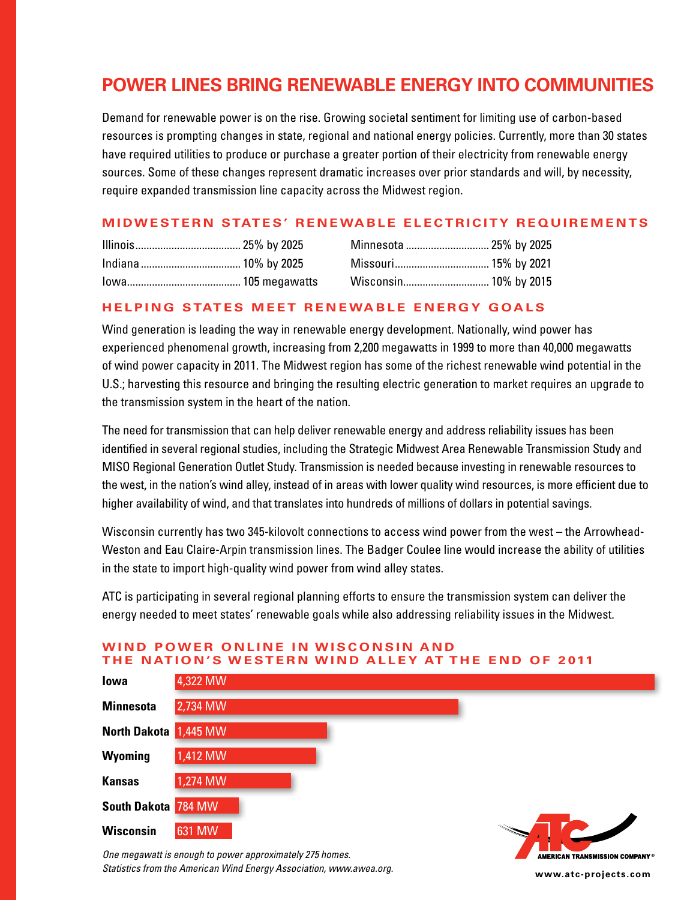# POWER LINES BRING RENEWABLE ENERGY INTO COMMUNITIES

Demand for renewable power is on the rise. Growing societal sentiment for limiting use of carbon-based resources is prompting changes in state, regional and national energy policies. Currently, more than 30 states have required utilities to produce or purchase a greater portion of their electricity from renewable energy sources. Some of these changes represent dramatic increases over prior standards and will, by necessity, require expanded transmission line capacity across the Midwest region.

## MIDWESTERN STATES' RENEWABLE ELECTRICITY REQUIREMENTS

| State | Requirement |
|---|---|
| Illinois | 25% by 2025 |
| Indiana | 10% by 2025 |
| Iowa | 105 megawatts |
| Minnesota | 25% by 2025 |
| Missouri | 15% by 2021 |
| Wisconsin | 10% by 2015 |

## HELPING STATES MEET RENEWABLE ENERGY GOALS

Wind generation is leading the way in renewable energy development. Nationally, wind power has experienced phenomenal growth, increasing from 2,200 megawatts in 1999 to more than 40,000 megawatts of wind power capacity in 2011. The Midwest region has some of the richest renewable wind potential in the U.S.; harvesting this resource and bringing the resulting electric generation to market requires an upgrade to the transmission system in the heart of the nation.

The need for transmission that can help deliver renewable energy and address reliability issues has been identified in several regional studies, including the Strategic Midwest Area Renewable Transmission Study and MISO Regional Generation Outlet Study. Transmission is needed because investing in renewable resources to the west, in the nation's wind alley, instead of in areas with lower quality wind resources, is more efficient due to higher availability of wind, and that translates into hundreds of millions of dollars in potential savings.

Wisconsin currently has two 345-kilovolt connections to access wind power from the west – the Arrowhead-Weston and Eau Claire-Arpin transmission lines. The Badger Coulee line would increase the ability of utilities in the state to import high-quality wind power from wind alley states.

ATC is participating in several regional planning efforts to ensure the transmission system can deliver the energy needed to meet states' renewable goals while also addressing reliability issues in the Midwest.

## WIND POWER ONLINE IN WISCONSIN AND THE NATION'S WESTERN WIND ALLEY AT THE END OF 2011

| State | Wind Power |
|---|---|
| Iowa | 4,322 MW |
| Minnesota | 2,734 MW |
| North Dakota | 1,445 MW |
| Wyoming | 1,412 MW |
| Kansas | 1,274 MW |
| South Dakota | 784 MW |
| Wisconsin | 631 MW |

*One megawatt is enough to power approximately 275 homes.*
*Statistics from the American Wind Energy Association, www.awea.org.*

AMERICAN TRANSMISSION COMPANY®

www.atc-projects.com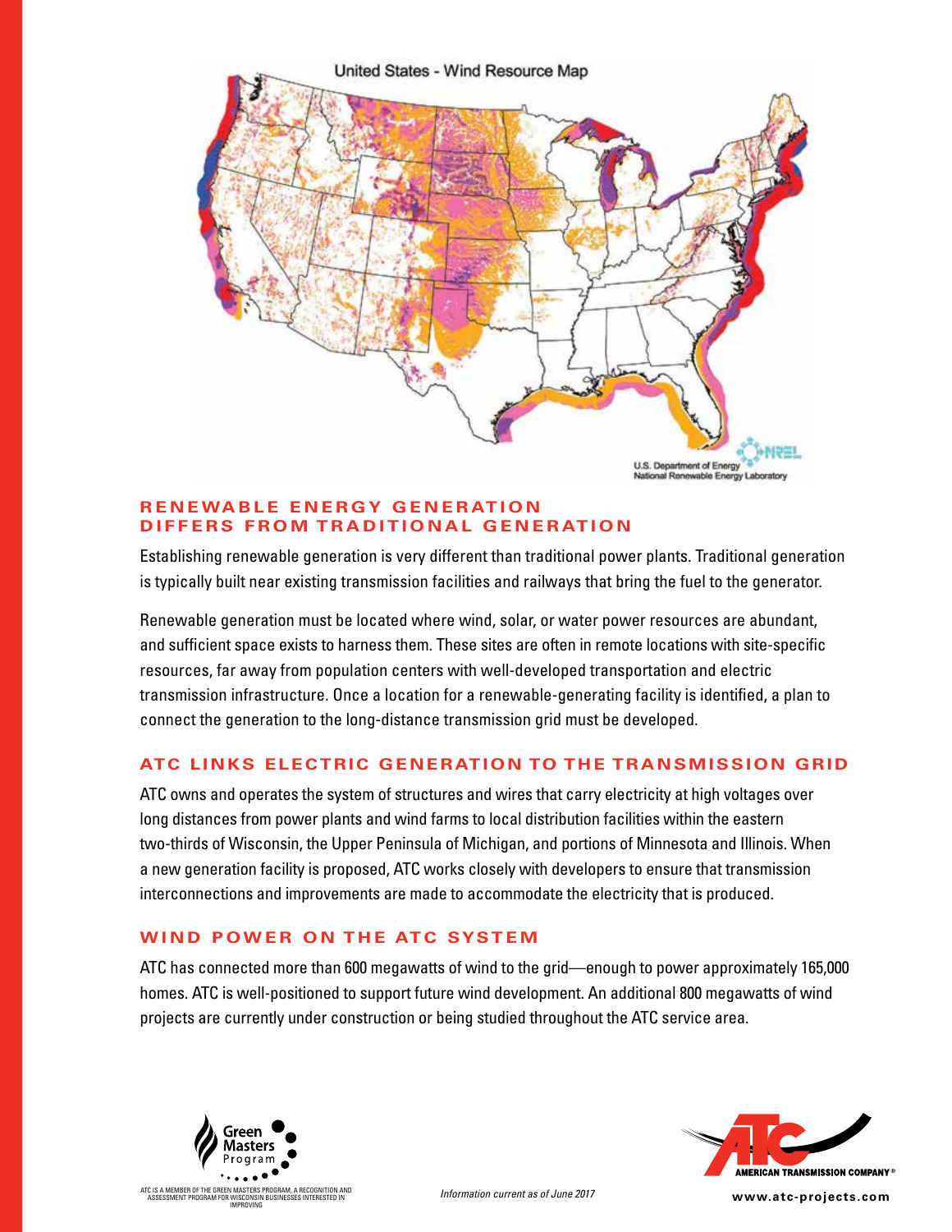United States - Wind Resource Map

U.S. Department of Energy
National Renewable Energy Laboratory

## RENEWABLE ENERGY GENERATION DIFFERS FROM TRADITIONAL GENERATION

Establishing renewable generation is very different than traditional power plants. Traditional generation is typically built near existing transmission facilities and railways that bring the fuel to the generator.

Renewable generation must be located where wind, solar, or water power resources are abundant, and sufficient space exists to harness them. These sites are often in remote locations with site-specific resources, far away from population centers with well-developed transportation and electric transmission infrastructure. Once a location for a renewable-generating facility is identified, a plan to connect the generation to the long-distance transmission grid must be developed.

## ATC LINKS ELECTRIC GENERATION TO THE TRANSMISSION GRID

ATC owns and operates the system of structures and wires that carry electricity at high voltages over long distances from power plants and wind farms to local distribution facilities within the eastern two-thirds of Wisconsin, the Upper Peninsula of Michigan, and portions of Minnesota and Illinois. When a new generation facility is proposed, ATC works closely with developers to ensure that transmission interconnections and improvements are made to accommodate the electricity that is produced.

## WIND POWER ON THE ATC SYSTEM

ATC has connected more than 600 megawatts of wind to the grid—enough to power approximately 165,000 homes. ATC is well-positioned to support future wind development. An additional 800 megawatts of wind projects are currently under construction or being studied throughout the ATC service area.

ATC IS A MEMBER OF THE GREEN MASTERS PROGRAM, A RECOGNITION AND ASSESSMENT PROGRAM FOR WISCONSIN BUSINESSES INTERESTED IN IMPROVING

*Information current as of June 2017*

AMERICAN TRANSMISSION COMPANY®

www.atc-projects.com